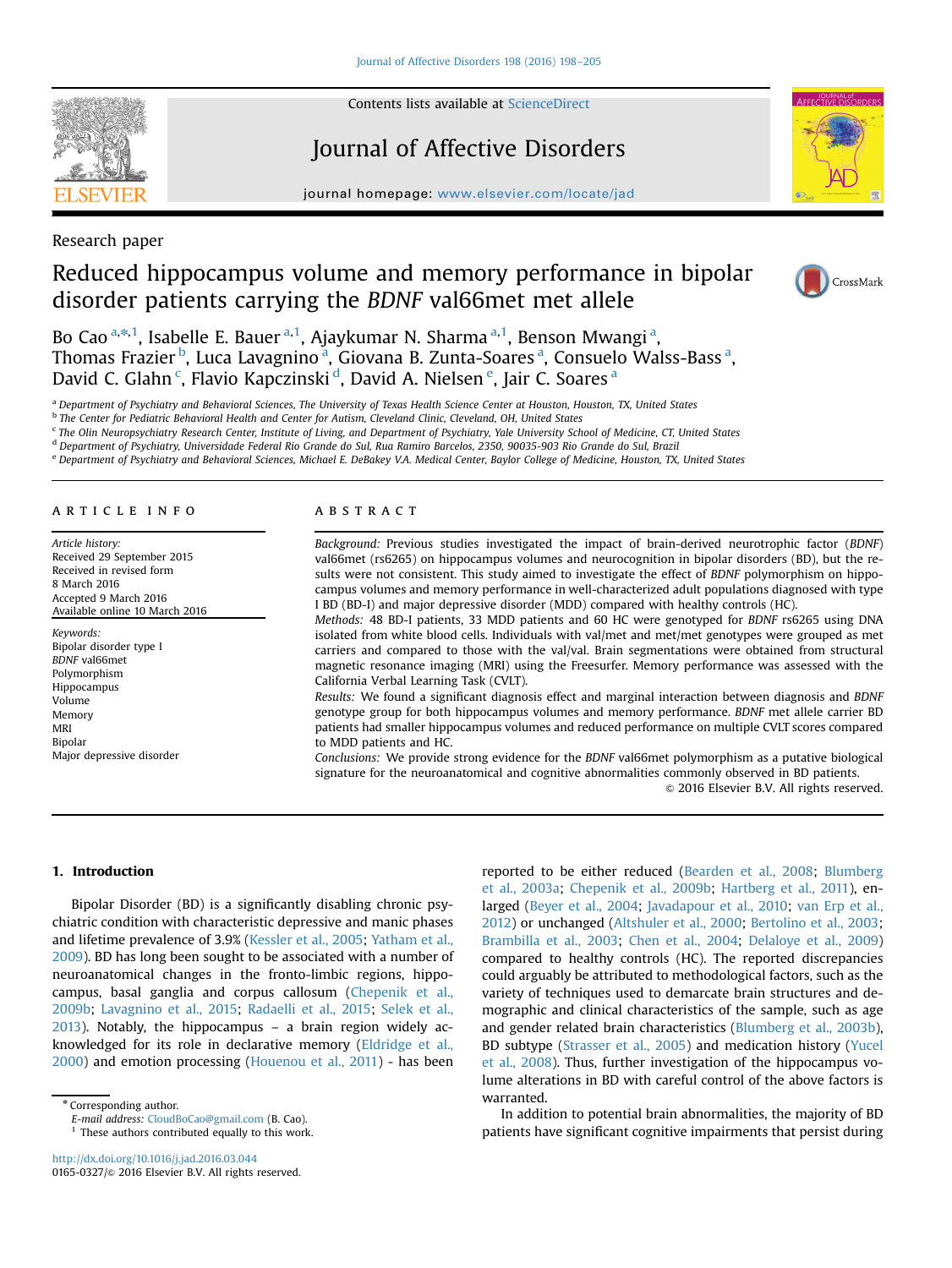Research paper

# Reduced hippocampus volume and memory performance in bipolar disorder patients carrying the *BDNF* val66met met allele

Bo Cao [a,*,1], Isabelle E. Bauer [a,1], Ajaykumar N. Sharma [a,1], Benson Mwangi [a], Thomas Frazier [b], Luca Lavagnino [a], Giovana B. Zunta-Soares [a], Consuelo Walss-Bass [a], David C. Glahn [c], Flavio Kapczinski [d], David A. Nielsen [e], Jair C. Soares [a]

[a] Department of Psychiatry and Behavioral Sciences, The University of Texas Health Science Center at Houston, Houston, TX, United States
[b] The Center for Pediatric Behavioral Health and Center for Autism, Cleveland Clinic, Cleveland, OH, United States
[c] The Olin Neuropsychiatry Research Center, Institute of Living, and Department of Psychiatry, Yale University School of Medicine, CT, United States
[d] Department of Psychiatry, Universidade Federal Rio Grande do Sul, Rua Ramiro Barcelos, 2350, 90035-903 Rio Grande do Sul, Brazil
[e] Department of Psychiatry and Behavioral Sciences, Michael E. DeBakey V.A. Medical Center, Baylor College of Medicine, Houston, TX, United States

## ARTICLE INFO

*Article history:*
Received 29 September 2015
Received in revised form
8 March 2016
Accepted 9 March 2016
Available online 10 March 2016

*Keywords:*
Bipolar disorder type I
*BDNF* val66met
Polymorphism
Hippocampus
Volume
Memory
MRI
Bipolar
Major depressive disorder

## ABSTRACT

*Background:* Previous studies investigated the impact of brain-derived neurotrophic factor (*BDNF*) val66met (rs6265) on hippocampus volumes and neurocognition in bipolar disorders (BD), but the results were not consistent. This study aimed to investigate the effect of *BDNF* polymorphism on hippocampus volumes and memory performance in well-characterized adult populations diagnosed with type I BD (BD-I) and major depressive disorder (MDD) compared with healthy controls (HC).

*Methods:* 48 BD-I patients, 33 MDD patients and 60 HC were genotyped for *BDNF* rs6265 using DNA isolated from white blood cells. Individuals with val/met and met/met genotypes were grouped as met carriers and compared to those with the val/val. Brain segmentations were obtained from structural magnetic resonance imaging (MRI) using the Freesurfer. Memory performance was assessed with the California Verbal Learning Task (CVLT).

*Results:* We found a significant diagnosis effect and marginal interaction between diagnosis and *BDNF* genotype group for both hippocampus volumes and memory performance. *BDNF* met allele carrier BD patients had smaller hippocampus volumes and reduced performance on multiple CVLT scores compared to MDD patients and HC.

*Conclusions:* We provide strong evidence for the *BDNF* val66met polymorphism as a putative biological signature for the neuroanatomical and cognitive abnormalities commonly observed in BD patients.

© 2016 Elsevier B.V. All rights reserved.

## 1. Introduction

Bipolar Disorder (BD) is a significantly disabling chronic psychiatric condition with characteristic depressive and manic phases and lifetime prevalence of 3.9% (Kessler et al., 2005; Yatham et al., 2009). BD has long been sought to be associated with a number of neuroanatomical changes in the fronto-limbic regions, hippocampus, basal ganglia and corpus callosum (Chepenik et al., 2009b; Lavagnino et al., 2015; Radaelli et al., 2015; Selek et al., 2013). Notably, the hippocampus – a brain region widely acknowledged for its role in declarative memory (Eldridge et al., 2000) and emotion processing (Houenou et al., 2011) - has been reported to be either reduced (Bearden et al., 2008; Blumberg et al., 2003a; Chepenik et al., 2009b; Hartberg et al., 2011), enlarged (Beyer et al., 2004; Javadapour et al., 2010; van Erp et al., 2012) or unchanged (Altshuler et al., 2000; Bertolino et al., 2003; Brambilla et al., 2003; Chen et al., 2004; Delaloye et al., 2009) compared to healthy controls (HC). The reported discrepancies could arguably be attributed to methodological factors, such as the variety of techniques used to demarcate brain structures and demographic and clinical characteristics of the sample, such as age and gender related brain characteristics (Blumberg et al., 2003b), BD subtype (Strasser et al., 2005) and medication history (Yucel et al., 2008). Thus, further investigation of the hippocampus volume alterations in BD with careful control of the above factors is warranted.

In addition to potential brain abnormalities, the majority of BD patients have significant cognitive impairments that persist during

* Corresponding author.
*E-mail address:* CloudBoCao@gmail.com (B. Cao).
[1] These authors contributed equally to this work.

http://dx.doi.org/10.1016/j.jad.2016.03.044
0165-0327/© 2016 Elsevier B.V. All rights reserved.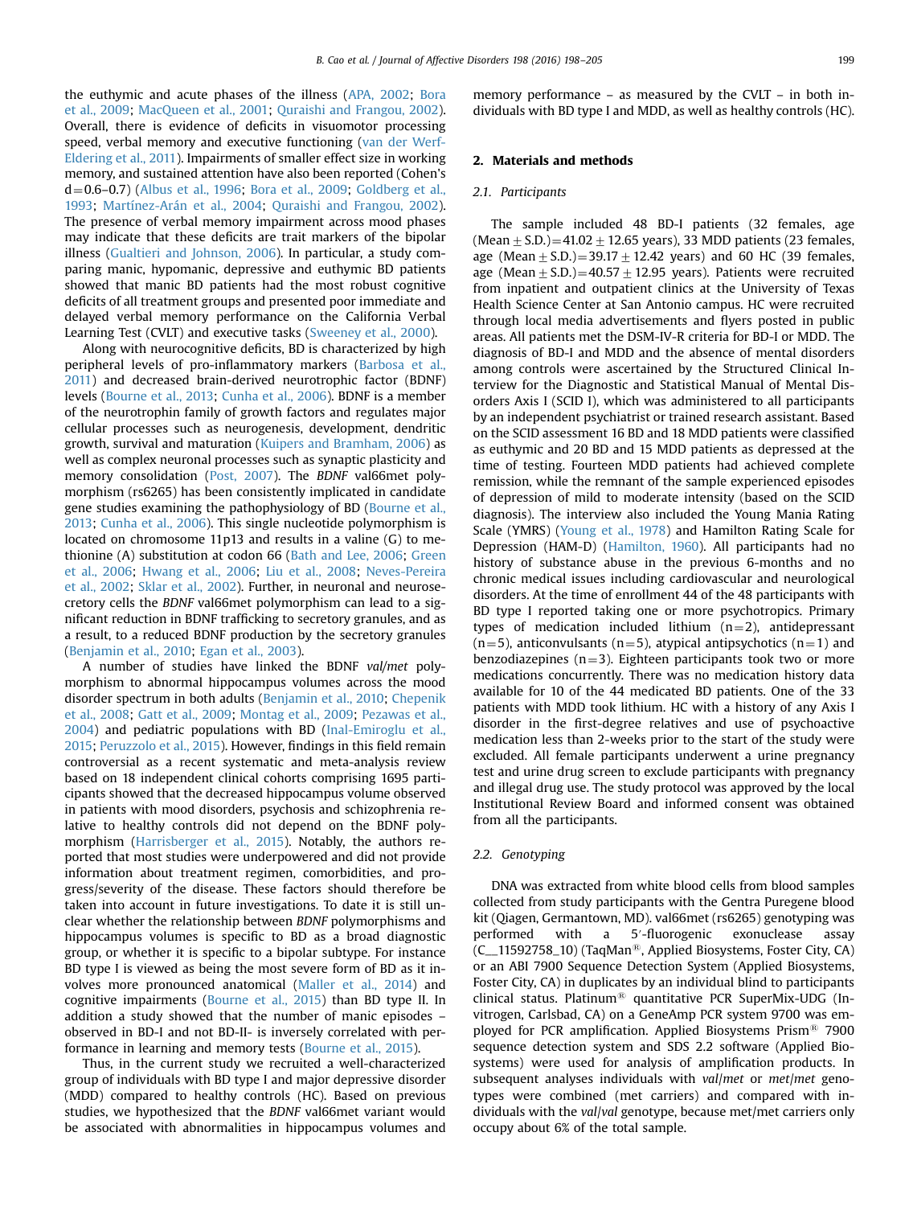the euthymic and acute phases of the illness (APA, 2002; Bora et al., 2009; MacQueen et al., 2001; Quraishi and Frangou, 2002). Overall, there is evidence of deficits in visuomotor processing speed, verbal memory and executive functioning (van der Werf-Eldering et al., 2011). Impairments of smaller effect size in working memory, and sustained attention have also been reported (Cohen's d=0.6–0.7) (Albus et al., 1996; Bora et al., 2009; Goldberg et al., 1993; Martínez-Arán et al., 2004; Quraishi and Frangou, 2002). The presence of verbal memory impairment across mood phases may indicate that these deficits are trait markers of the bipolar illness (Gualtieri and Johnson, 2006). In particular, a study comparing manic, hypomanic, depressive and euthymic BD patients showed that manic BD patients had the most robust cognitive deficits of all treatment groups and presented poor immediate and delayed verbal memory performance on the California Verbal Learning Test (CVLT) and executive tasks (Sweeney et al., 2000).

Along with neurocognitive deficits, BD is characterized by high peripheral levels of pro-inflammatory markers (Barbosa et al., 2011) and decreased brain-derived neurotrophic factor (BDNF) levels (Bourne et al., 2013; Cunha et al., 2006). BDNF is a member of the neurotrophin family of growth factors and regulates major cellular processes such as neurogenesis, development, dendritic growth, survival and maturation (Kuipers and Bramham, 2006) as well as complex neuronal processes such as synaptic plasticity and memory consolidation (Post, 2007). The *BDNF* val66met polymorphism (rs6265) has been consistently implicated in candidate gene studies examining the pathophysiology of BD (Bourne et al., 2013; Cunha et al., 2006). This single nucleotide polymorphism is located on chromosome 11p13 and results in a valine (G) to methionine (A) substitution at codon 66 (Bath and Lee, 2006; Green et al., 2006; Hwang et al., 2006; Liu et al., 2008; Neves-Pereira et al., 2002; Sklar et al., 2002). Further, in neuronal and neurosecretory cells the *BDNF* val66met polymorphism can lead to a significant reduction in BDNF trafficking to secretory granules, and as a result, to a reduced BDNF production by the secretory granules (Benjamin et al., 2010; Egan et al., 2003).

A number of studies have linked the BDNF *val/met* polymorphism to abnormal hippocampus volumes across the mood disorder spectrum in both adults (Benjamin et al., 2010; Chepenik et al., 2008; Gatt et al., 2009; Montag et al., 2009; Pezawas et al., 2004) and pediatric populations with BD (Inal-Emiroglu et al., 2015; Peruzzolo et al., 2015). However, findings in this field remain controversial as a recent systematic and meta-analysis review based on 18 independent clinical cohorts comprising 1695 participants showed that the decreased hippocampus volume observed in patients with mood disorders, psychosis and schizophrenia relative to healthy controls did not depend on the BDNF polymorphism (Harrisberger et al., 2015). Notably, the authors reported that most studies were underpowered and did not provide information about treatment regimen, comorbidities, and progress/severity of the disease. These factors should therefore be taken into account in future investigations. To date it is still unclear whether the relationship between *BDNF* polymorphisms and hippocampus volumes is specific to BD as a broad diagnostic group, or whether it is specific to a bipolar subtype. For instance BD type I is viewed as being the most severe form of BD as it involves more pronounced anatomical (Maller et al., 2014) and cognitive impairments (Bourne et al., 2015) than BD type II. In addition a study showed that the number of manic episodes – observed in BD-I and not BD-II- is inversely correlated with performance in learning and memory tests (Bourne et al., 2015).

Thus, in the current study we recruited a well-characterized group of individuals with BD type I and major depressive disorder (MDD) compared to healthy controls (HC). Based on previous studies, we hypothesized that the *BDNF* val66met variant would be associated with abnormalities in hippocampus volumes and memory performance – as measured by the CVLT – in both individuals with BD type I and MDD, as well as healthy controls (HC).

## 2. Materials and methods

### 2.1. Participants

The sample included 48 BD-I patients (32 females, age (Mean ± S.D.)=41.02 ± 12.65 years), 33 MDD patients (23 females, age (Mean ± S.D.)=39.17 ± 12.42 years) and 60 HC (39 females, age (Mean ± S.D.)=40.57 ± 12.95 years). Patients were recruited from inpatient and outpatient clinics at the University of Texas Health Science Center at San Antonio campus. HC were recruited through local media advertisements and flyers posted in public areas. All patients met the DSM-IV-R criteria for BD-I or MDD. The diagnosis of BD-I and MDD and the absence of mental disorders among controls were ascertained by the Structured Clinical Interview for the Diagnostic and Statistical Manual of Mental Disorders Axis I (SCID I), which was administered to all participants by an independent psychiatrist or trained research assistant. Based on the SCID assessment 16 BD and 18 MDD patients were classified as euthymic and 20 BD and 15 MDD patients as depressed at the time of testing. Fourteen MDD patients had achieved complete remission, while the remnant of the sample experienced episodes of depression of mild to moderate intensity (based on the SCID diagnosis). The interview also included the Young Mania Rating Scale (YMRS) (Young et al., 1978) and Hamilton Rating Scale for Depression (HAM-D) (Hamilton, 1960). All participants had no history of substance abuse in the previous 6-months and no chronic medical issues including cardiovascular and neurological disorders. At the time of enrollment 44 of the 48 participants with BD type I reported taking one or more psychotropics. Primary types of medication included lithium (n=2), antidepressant (n=5), anticonvulsants (n=5), atypical antipsychotics (n=1) and benzodiazepines (n=3). Eighteen participants took two or more medications concurrently. There was no medication history data available for 10 of the 44 medicated BD patients. One of the 33 patients with MDD took lithium. HC with a history of any Axis I disorder in the first-degree relatives and use of psychoactive medication less than 2-weeks prior to the start of the study were excluded. All female participants underwent a urine pregnancy test and urine drug screen to exclude participants with pregnancy and illegal drug use. The study protocol was approved by the local Institutional Review Board and informed consent was obtained from all the participants.

### 2.2. Genotyping

DNA was extracted from white blood cells from blood samples collected from study participants with the Gentra Puregene blood kit (Qiagen, Germantown, MD). val66met (rs6265) genotyping was performed with a 5′-fluorogenic exonuclease assay (C__11592758_10) (TaqMan®, Applied Biosystems, Foster City, CA) or an ABI 7900 Sequence Detection System (Applied Biosystems, Foster City, CA) in duplicates by an individual blind to participants clinical status. Platinum® quantitative PCR SuperMix-UDG (Invitrogen, Carlsbad, CA) on a GeneAmp PCR system 9700 was employed for PCR amplification. Applied Biosystems Prism® 7900 sequence detection system and SDS 2.2 software (Applied Biosystems) were used for analysis of amplification products. In subsequent analyses individuals with *val/met* or *met/met* genotypes were combined (met carriers) and compared with individuals with the *val/val* genotype, because met/met carriers only occupy about 6% of the total sample.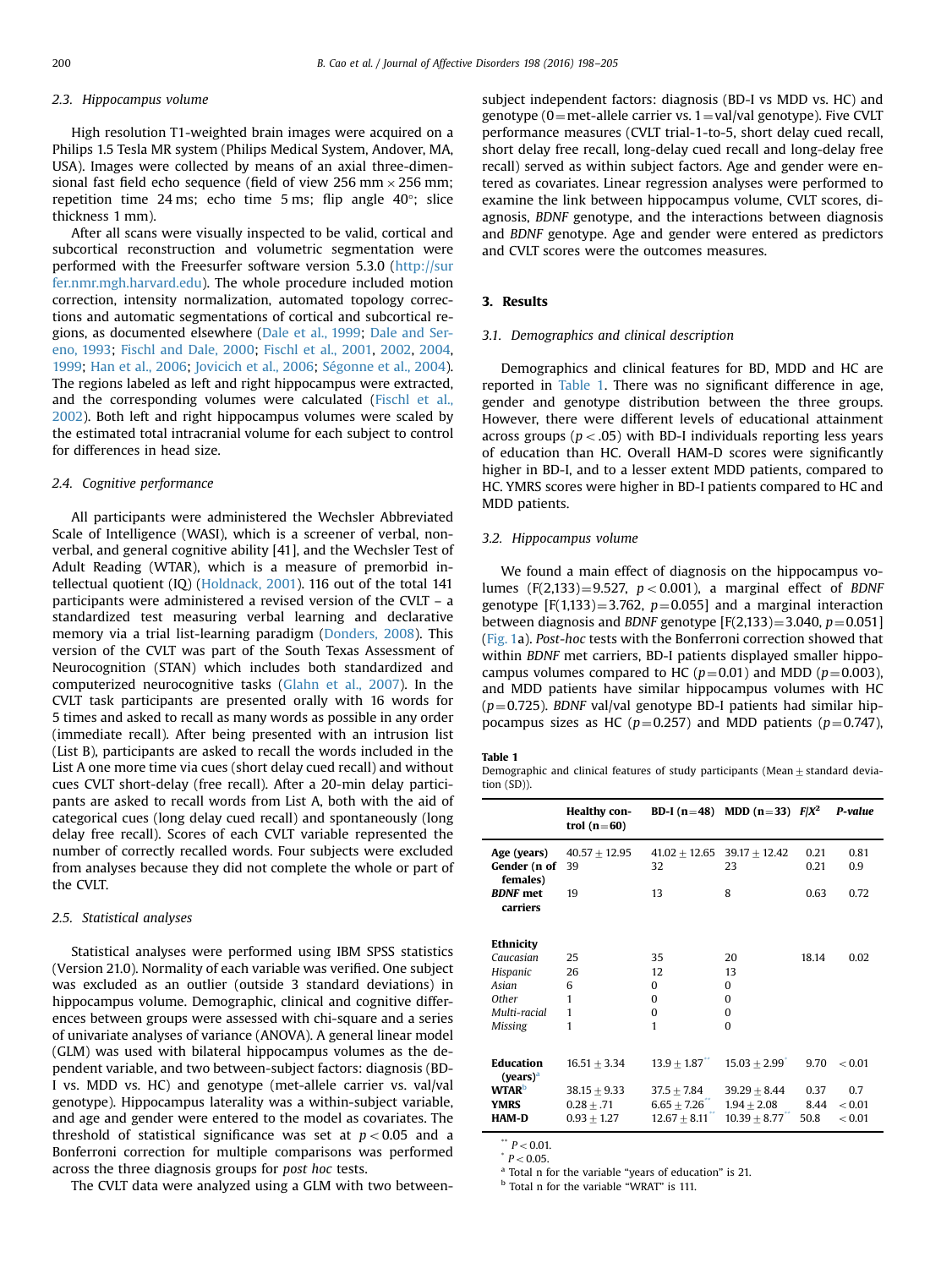### 2.3. Hippocampus volume

High resolution T1-weighted brain images were acquired on a Philips 1.5 Tesla MR system (Philips Medical System, Andover, MA, USA). Images were collected by means of an axial three-dimensional fast field echo sequence (field of view 256 mm × 256 mm; repetition time 24 ms; echo time 5 ms; flip angle 40°; slice thickness 1 mm).

After all scans were visually inspected to be valid, cortical and subcortical reconstruction and volumetric segmentation were performed with the Freesurfer software version 5.3.0 (http://surfer.nmr.mgh.harvard.edu). The whole procedure included motion correction, intensity normalization, automated topology corrections and automatic segmentations of cortical and subcortical regions, as documented elsewhere (Dale et al., 1999; Dale and Sereno, 1993; Fischl and Dale, 2000; Fischl et al., 2001, 2002, 2004, 1999; Han et al., 2006; Jovicich et al., 2006; Ségonne et al., 2004). The regions labeled as left and right hippocampus were extracted, and the corresponding volumes were calculated (Fischl et al., 2002). Both left and right hippocampus volumes were scaled by the estimated total intracranial volume for each subject to control for differences in head size.

### 2.4. Cognitive performance

All participants were administered the Wechsler Abbreviated Scale of Intelligence (WASI), which is a screener of verbal, nonverbal, and general cognitive ability [41], and the Wechsler Test of Adult Reading (WTAR), which is a measure of premorbid intellectual quotient (IQ) (Holdnack, 2001). 116 out of the total 141 participants were administered a revised version of the CVLT – a standardized test measuring verbal learning and declarative memory via a trial list-learning paradigm (Donders, 2008). This version of the CVLT was part of the South Texas Assessment of Neurocognition (STAN) which includes both standardized and computerized neurocognitive tasks (Glahn et al., 2007). In the CVLT task participants are presented orally with 16 words for 5 times and asked to recall as many words as possible in any order (immediate recall). After being presented with an intrusion list (List B), participants are asked to recall the words included in the List A one more time via cues (short delay cued recall) and without cues CVLT short-delay (free recall). After a 20-min delay participants are asked to recall words from List A, both with the aid of categorical cues (long delay cued recall) and spontaneously (long delay free recall). Scores of each CVLT variable represented the number of correctly recalled words. Four subjects were excluded from analyses because they did not complete the whole or part of the CVLT.

### 2.5. Statistical analyses

Statistical analyses were performed using IBM SPSS statistics (Version 21.0). Normality of each variable was verified. One subject was excluded as an outlier (outside 3 standard deviations) in hippocampus volume. Demographic, clinical and cognitive differences between groups were assessed with chi-square and a series of univariate analyses of variance (ANOVA). A general linear model (GLM) was used with bilateral hippocampus volumes as the dependent variable, and two between-subject factors: diagnosis (BD-I vs. MDD vs. HC) and genotype (met-allele carrier vs. val/val genotype). Hippocampus laterality was a within-subject variable, and age and gender were entered to the model as covariates. The threshold of statistical significance was set at $p < 0.05$ and a Bonferroni correction for multiple comparisons was performed across the three diagnosis groups for *post hoc* tests.

The CVLT data were analyzed using a GLM with two between-subject independent factors: diagnosis (BD-I vs MDD vs. HC) and genotype (0 = met-allele carrier vs. 1 = val/val genotype). Five CVLT performance measures (CVLT trial-1-to-5, short delay cued recall, short delay free recall, long-delay cued recall and long-delay free recall) served as within subject factors. Age and gender were entered as covariates. Linear regression analyses were performed to examine the link between hippocampus volume, CVLT scores, diagnosis, *BDNF* genotype, and the interactions between diagnosis and *BDNF* genotype. Age and gender were entered as predictors and CVLT scores were the outcomes measures.

## 3. Results

### 3.1. Demographics and clinical description

Demographics and clinical features for BD, MDD and HC are reported in Table 1. There was no significant difference in age, gender and genotype distribution between the three groups. However, there were different levels of educational attainment across groups ($p < .05$) with BD-I individuals reporting less years of education than HC. Overall HAM-D scores were significantly higher in BD-I, and to a lesser extent MDD patients, compared to HC. YMRS scores were higher in BD-I patients compared to HC and MDD patients.

### 3.2. Hippocampus volume

We found a main effect of diagnosis on the hippocampus volumes ($F(2,133) = 9.527$, $p < 0.001$), a marginal effect of *BDNF* genotype [$F(1,133) = 3.762$, $p = 0.055$] and a marginal interaction between diagnosis and *BDNF* genotype [$F(2,133) = 3.040$, $p = 0.051$] (Fig. 1a). *Post-hoc* tests with the Bonferroni correction showed that within *BDNF* met carriers, BD-I patients displayed smaller hippocampus volumes compared to HC ($p = 0.01$) and MDD ($p = 0.003$), and MDD patients have similar hippocampus volumes with HC ($p = 0.725$). *BDNF* val/val genotype BD-I patients had similar hippocampus sizes as HC ($p = 0.257$) and MDD patients ($p = 0.747$),

**Table 1**
Demographic and clinical features of study participants (Mean ± standard deviation (SD)).

| | Healthy control (n=60) | BD-I (n=48) | MDD (n=33) | $F/X^2$ | *P-value* |
|---|---|---|---|---|---|
| Age (years) | 40.57 ± 12.95 | 41.02 ± 12.65 | 39.17 ± 12.42 | 0.21 | 0.81 |
| Gender (n of females) | 39 | 32 | 23 | 0.21 | 0.9 |
| ***BDNF* met carriers** | 19 | 13 | 8 | 0.63 | 0.72 |
| **Ethnicity** | | | | | |
| *Caucasian* | 25 | 35 | 20 | 18.14 | 0.02 |
| *Hispanic* | 26 | 12 | 13 | | |
| *Asian* | 6 | 0 | 0 | | |
| *Other* | 1 | 0 | 0 | | |
| *Multi-racial* | 1 | 0 | 0 | | |
| *Missing* | 1 | 1 | 0 | | |
| **Education (years)**[a] | 16.51 ± 3.34 | 13.9 ± 1.87** | 15.03 ± 2.99* | 9.70 | < 0.01 |
| **WTAR**[b] | 38.15 ± 9.33 | 37.5 ± 7.84 | 39.29 ± 8.44 | 0.37 | 0.7 |
| **YMRS** | 0.28 ± .71 | 6.65 ± 7.26** | 1.94 ± 2.08 | 8.44 | < 0.01 |
| **HAM-D** | 0.93 ± 1.27 | 12.67 ± 8.11** | 10.39 ± 8.77** | 50.8 | < 0.01 |

** $P < 0.01$.
* $P < 0.05$.
[a] Total n for the variable "years of education" is 21.
[b] Total n for the variable "WRAT" is 111.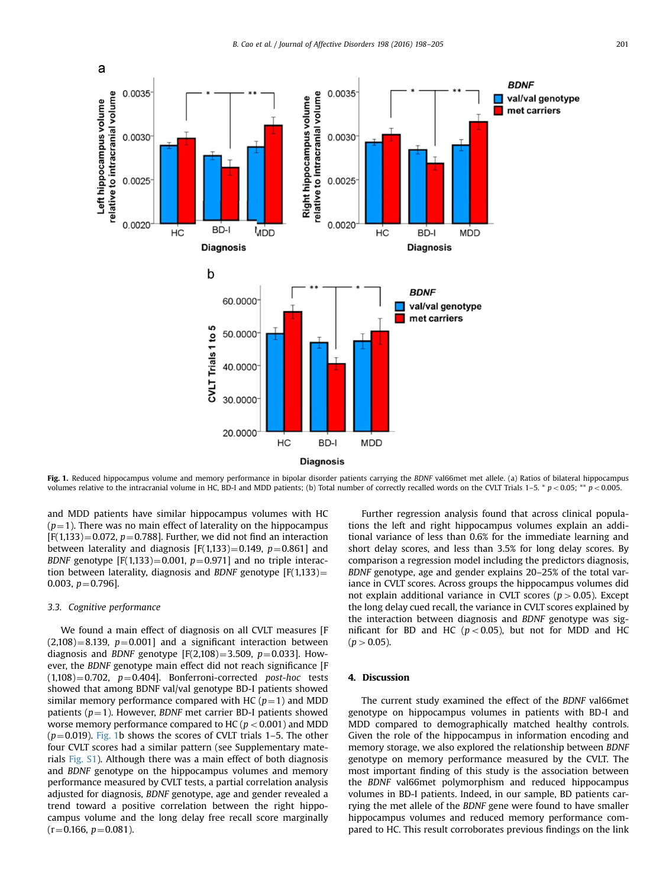Fig. 1. Reduced hippocampus volume and memory performance in bipolar disorder patients carrying the *BDNF* val66met met allele. (a) Ratios of bilateral hippocampus volumes relative to the intracranial volume in HC, BD-I and MDD patients; (b) Total number of correctly recalled words on the CVLT Trials 1–5. * $p<0.05$; ** $p<0.005$.

and MDD patients have similar hippocampus volumes with HC ($p=1$). There was no main effect of laterality on the hippocampus [$F(1,133)=0.072$, $p=0.788$]. Further, we did not find an interaction between laterality and diagnosis [$F(1,133)=0.149$, $p=0.861$] and *BDNF* genotype [$F(1,133)=0.001$, $p=0.971$] and no triple interaction between laterality, diagnosis and *BDNF* genotype [$F(1,133)=0.003$, $p=0.796$].

### 3.3. Cognitive performance

We found a main effect of diagnosis on all CVLT measures [$F(2,108)=8.139$, $p=0.001$] and a significant interaction between diagnosis and *BDNF* genotype [$F(2,108)=3.509$, $p=0.033$]. However, the *BDNF* genotype main effect did not reach significance [$F(1,108)=0.702$, $p=0.404$]. Bonferroni-corrected *post-hoc* tests showed that among BDNF val/val genotype BD-I patients showed similar memory performance compared with HC ($p=1$) and MDD patients ($p=1$). However, *BDNF* met carrier BD-I patients showed worse memory performance compared to HC ($p<0.001$) and MDD ($p=0.019$). Fig. 1b shows the scores of CVLT trials 1–5. The other four CVLT scores had a similar pattern (see Supplementary materials Fig. S1). Although there was a main effect of both diagnosis and *BDNF* genotype on the hippocampus volumes and memory performance measured by CVLT tests, a partial correlation analysis adjusted for diagnosis, *BDNF* genotype, age and gender revealed a trend toward a positive correlation between the right hippocampus volume and the long delay free recall score marginally ($r=0.166$, $p=0.081$).

Further regression analysis found that across clinical populations the left and right hippocampus volumes explain an additional variance of less than 0.6% for the immediate learning and short delay scores, and less than 3.5% for long delay scores. By comparison a regression model including the predictors diagnosis, *BDNF* genotype, age and gender explains 20–25% of the total variance in CVLT scores. Across groups the hippocampus volumes did not explain additional variance in CVLT scores ($p>0.05$). Except the long delay cued recall, the variance in CVLT scores explained by the interaction between diagnosis and *BDNF* genotype was significant for BD and HC ($p<0.05$), but not for MDD and HC ($p>0.05$).

## 4. Discussion

The current study examined the effect of the *BDNF* val66met genotype on hippocampus volumes in patients with BD-I and MDD compared to demographically matched healthy controls. Given the role of the hippocampus in information encoding and memory storage, we also explored the relationship between *BDNF* genotype on memory performance measured by the CVLT. The most important finding of this study is the association between the *BDNF* val66met polymorphism and reduced hippocampus volumes in BD-I patients. Indeed, in our sample, BD patients carrying the met allele of the *BDNF* gene were found to have smaller hippocampus volumes and reduced memory performance compared to HC. This result corroborates previous findings on the link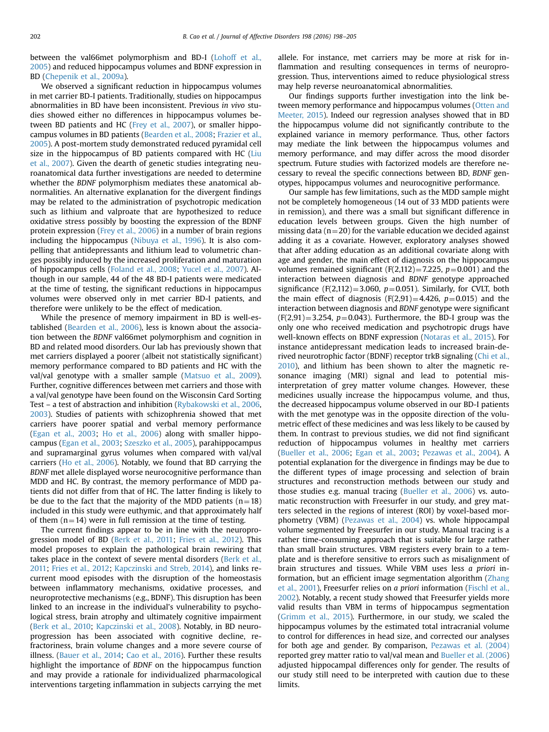between the val66met polymorphism and BD-I (Lohoff et al., 2005) and reduced hippocampus volumes and BDNF expression in BD (Chepenik et al., 2009a).

We observed a significant reduction in hippocampus volumes in met carrier BD-I patients. Traditionally, studies on hippocampus abnormalities in BD have been inconsistent. Previous *in vivo* studies showed either no differences in hippocampus volumes between BD patients and HC (Frey et al., 2007), or smaller hippocampus volumes in BD patients (Bearden et al., 2008; Frazier et al., 2005). A post-mortem study demonstrated reduced pyramidal cell size in the hippocampus of BD patients compared with HC (Liu et al., 2007). Given the dearth of genetic studies integrating neuroanatomical data further investigations are needed to determine whether the *BDNF* polymorphism mediates these anatomical abnormalities. An alternative explanation for the divergent findings may be related to the administration of psychotropic medication such as lithium and valproate that are hypothesized to reduce oxidative stress possibly by boosting the expression of the BDNF protein expression (Frey et al., 2006) in a number of brain regions including the hippocampus (Nibuya et al., 1996). It is also compelling that antidepressants and lithium lead to volumetric changes possibly induced by the increased proliferation and maturation of hippocampus cells (Foland et al., 2008; Yucel et al., 2007). Although in our sample, 44 of the 48 BD-I patients were medicated at the time of testing, the significant reductions in hippocampus volumes were observed only in met carrier BD-I patients, and therefore were unlikely to be the effect of medication.

While the presence of memory impairment in BD is well-established (Bearden et al., 2006), less is known about the association between the *BDNF* val66met polymorphism and cognition in BD and related mood disorders. Our lab has previously shown that met carriers displayed a poorer (albeit not statistically significant) memory performance compared to BD patients and HC with the val/val genotype with a smaller sample (Matsuo et al., 2009). Further, cognitive differences between met carriers and those with a val/val genotype have been found on the Wisconsin Card Sorting Test – a test of abstraction and inhibition (Rybakowski et al., 2006, 2003). Studies of patients with schizophrenia showed that met carriers have poorer spatial and verbal memory performance (Egan et al., 2003; Ho et al., 2006) along with smaller hippocampus (Egan et al., 2003; Szeszko et al., 2005), parahippocampus and supramarginal gyrus volumes when compared with val/val carriers (Ho et al., 2006). Notably, we found that BD carrying the *BDNF* met allele displayed worse neurocognitive performance than MDD and HC. By contrast, the memory performance of MDD patients did not differ from that of HC. The latter finding is likely to be due to the fact that the majority of the MDD patients (n=18) included in this study were euthymic, and that approximately half of them (n=14) were in full remission at the time of testing.

The current findings appear to be in line with the neuroprogression model of BD (Berk et al., 2011; Fries et al., 2012). This model proposes to explain the pathological brain rewiring that takes place in the context of severe mental disorders (Berk et al., 2011; Fries et al., 2012; Kapczinski and Streb, 2014), and links recurrent mood episodes with the disruption of the homeostasis between inflammatory mechanisms, oxidative processes, and neuroprotective mechanisms (e.g., BDNF). This disruption has been linked to an increase in the individual's vulnerability to psychological stress, brain atrophy and ultimately cognitive impairment (Berk et al., 2010; Kapczinski et al., 2008). Notably, in BD neuroprogression has been associated with cognitive decline, refractoriness, brain volume changes and a more severe course of illness. (Bauer et al., 2014; Cao et al., 2016). Further these results highlight the importance of *BDNF* on the hippocampus function and may provide a rationale for individualized pharmacological interventions targeting inflammation in subjects carrying the met allele. For instance, met carriers may be more at risk for inflammation and resulting consequences in terms of neuroprogression. Thus, interventions aimed to reduce physiological stress may help reverse neuroanatomical abnormalities.

Our findings supports further investigation into the link between memory performance and hippocampus volumes (Otten and Meeter, 2015). Indeed our regression analyses showed that in BD the hippocampus volume did not significantly contribute to the explained variance in memory performance. Thus, other factors may mediate the link between the hippocampus volumes and memory performance, and may differ across the mood disorder spectrum. Future studies with factorized models are therefore necessary to reveal the specific connections between BD, *BDNF* genotypes, hippocampus volumes and neurocognitive performance.

Our sample has few limitations, such as the MDD sample might not be completely homogeneous (14 out of 33 MDD patients were in remission), and there was a small but significant difference in education levels between groups. Given the high number of missing data (n=20) for the variable education we decided against adding it as a covariate. However, exploratory analyses showed that after adding education as an additional covariate along with age and gender, the main effect of diagnosis on the hippocampus volumes remained significant ($F(2,112)=7.225$, $p=0.001$) and the interaction between diagnosis and *BDNF* genotype approached significance ($F(2,112)=3.060$, $p=0.051$). Similarly, for CVLT, both the main effect of diagnosis ($F(2,91)=4.426$, $p=0.015$) and the interaction between diagnosis and *BDNF* genotype were significant ($F(2,91)=3.254$, $p=0.043$). Furthermore, the BD-I group was the only one who received medication and psychotropic drugs have well-known effects on BDNF expression (Notaras et al., 2015). For instance antidepressant medication leads to increased brain-derived neurotrophic factor (BDNF) receptor trkB signaling (Chi et al., 2010), and lithium has been shown to alter the magnetic resonance imaging (MRI) signal and lead to potential misinterpretation of grey matter volume changes. However, these medicines usually increase the hippocampus volume, and thus, the decreased hippocampus volume observed in our BD-I patients with the met genotype was in the opposite direction of the volumetric effect of these medicines and was less likely to be caused by them. In contrast to previous studies, we did not find significant reduction of hippocampus volumes in healthy met carriers (Bueller et al., 2006; Egan et al., 2003; Pezawas et al., 2004). A potential explanation for the divergence in findings may be due to the different types of image processing and selection of brain structures and reconstruction methods between our study and those studies e.g. manual tracing (Bueller et al., 2006) vs. automatic reconstruction with Freesurfer in our study, and grey matters selected in the regions of interest (ROI) by voxel-based morphometry (VBM) (Pezawas et al., 2004) vs. whole hippocampal volume segmented by Freesurfer in our study. Manual tracing is a rather time-consuming approach that is suitable for large rather than small brain structures. VBM registers every brain to a template and is therefore sensitive to errors such as misalignment of brain structures and tissues. While VBM uses less *a priori* information, but an efficient image segmentation algorithm (Zhang et al., 2001), Freesurfer relies on *a priori* information (Fischl et al., 2002). Notably, a recent study showed that Freesurfer yields more valid results than VBM in terms of hippocampus segmentation (Grimm et al., 2015). Furthermore, in our study, we scaled the hippocampus volumes by the estimated total intracranial volume to control for differences in head size, and corrected our analyses for both age and gender. By comparison, Pezawas et al. (2004) reported grey matter ratio to val/val mean and Bueller et al. (2006) adjusted hippocampal differences only for gender. The results of our study still need to be interpreted with caution due to these limits.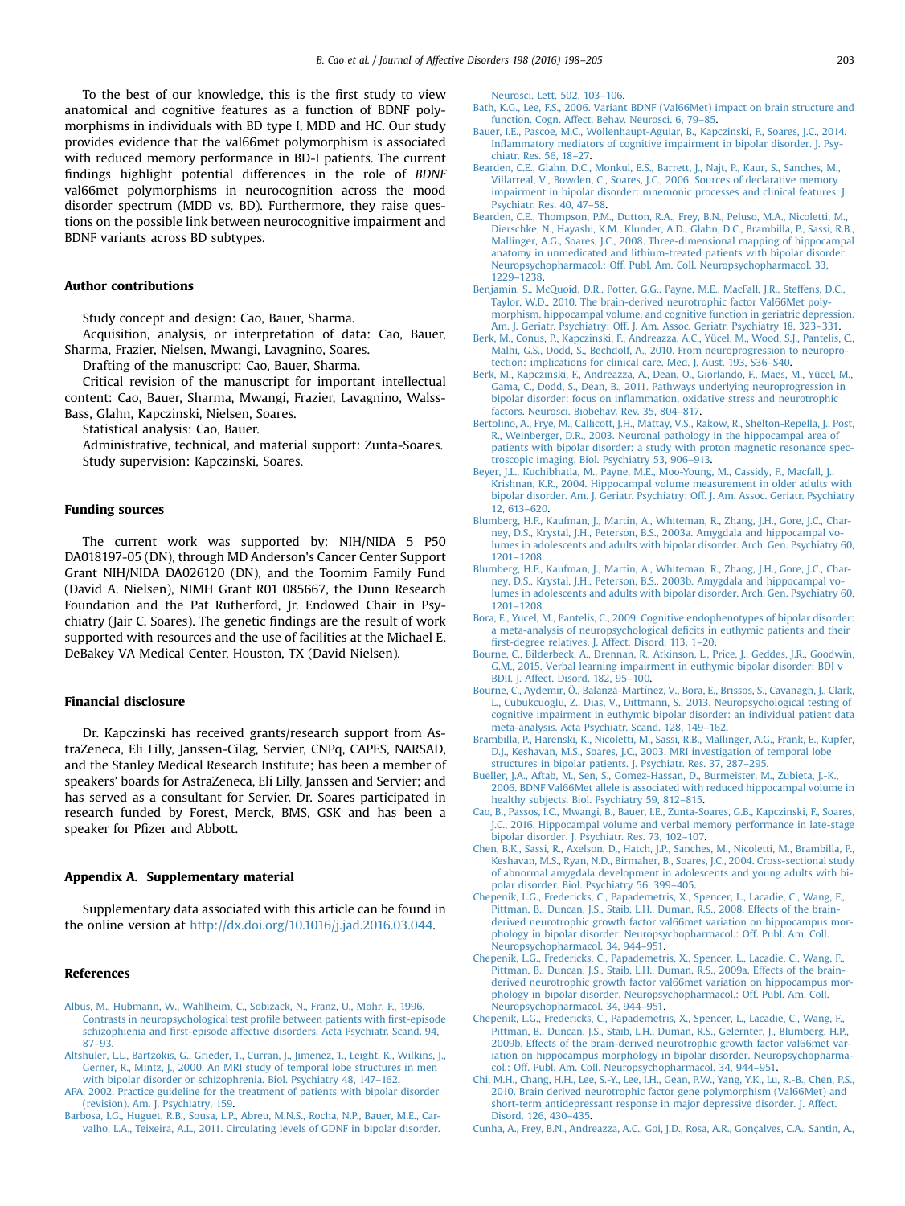To the best of our knowledge, this is the first study to view anatomical and cognitive features as a function of BDNF polymorphisms in individuals with BD type I, MDD and HC. Our study provides evidence that the val66met polymorphism is associated with reduced memory performance in BD-I patients. The current findings highlight potential differences in the role of *BDNF* val66met polymorphisms in neurocognition across the mood disorder spectrum (MDD vs. BD). Furthermore, they raise questions on the possible link between neurocognitive impairment and BDNF variants across BD subtypes.

## Author contributions

Study concept and design: Cao, Bauer, Sharma.

Acquisition, analysis, or interpretation of data: Cao, Bauer, Sharma, Frazier, Nielsen, Mwangi, Lavagnino, Soares.

Drafting of the manuscript: Cao, Bauer, Sharma.

Critical revision of the manuscript for important intellectual content: Cao, Bauer, Sharma, Mwangi, Frazier, Lavagnino, Walss-Bass, Glahn, Kapczinski, Nielsen, Soares.

Statistical analysis: Cao, Bauer.

Administrative, technical, and material support: Zunta-Soares.

Study supervision: Kapczinski, Soares.

## Funding sources

The current work was supported by: NIH/NIDA 5 P50 DA018197-05 (DN), through MD Anderson's Cancer Center Support Grant NIH/NIDA DA026120 (DN), and the Toomim Family Fund (David A. Nielsen), NIMH Grant R01 085667, the Dunn Research Foundation and the Pat Rutherford, Jr. Endowed Chair in Psychiatry (Jair C. Soares). The genetic findings are the result of work supported with resources and the use of facilities at the Michael E. DeBakey VA Medical Center, Houston, TX (David Nielsen).

## Financial disclosure

Dr. Kapczinski has received grants/research support from AstraZeneca, Eli Lilly, Janssen-Cilag, Servier, CNPq, CAPES, NARSAD, and the Stanley Medical Research Institute; has been a member of speakers' boards for AstraZeneca, Eli Lilly, Janssen and Servier; and has served as a consultant for Servier. Dr. Soares participated in research funded by Forest, Merck, BMS, GSK and has been a speaker for Pfizer and Abbott.

## Appendix A. Supplementary material

Supplementary data associated with this article can be found in the online version at http://dx.doi.org/10.1016/j.jad.2016.03.044.

## References

Albus, M., Hubmann, W., Wahlheim, C., Sobizack, N., Franz, U., Mohr, F., 1996. Contrasts in neuropsychological test profile between patients with first-episode schizophienia and first-episode affective disorders. Acta Psychiatr. Scand. 94, 87–93.

Altshuler, L.L., Bartzokis, G., Grieder, T., Curran, J., Jimenez, T., Leight, K., Wilkins, J., Gerner, R., Mintz, J., 2000. An MRI study of temporal lobe structures in men with bipolar disorder or schizophrenia. Biol. Psychiatry 48, 147–162.

APA, 2002. Practice guideline for the treatment of patients with bipolar disorder (revision). Am. J. Psychiatry, 159.

Barbosa, I.G., Huguet, R.B., Sousa, L.P., Abreu, M.N.S., Rocha, N.P., Bauer, M.E., Carvalho, L.A., Teixeira, A.L., 2011. Circulating levels of GDNF in bipolar disorder. Neurosci. Lett. 502, 103–106.

Bath, K.G., Lee, F.S., 2006. Variant BDNF (Val66Met) impact on brain structure and function. Cogn. Affect. Behav. Neurosci. 6, 79–85.

Bauer, I.E., Pascoe, M.C., Wollenhaupt-Aguiar, B., Kapczinski, F., Soares, J.C., 2014. Inflammatory mediators of cognitive impairment in bipolar disorder. J. Psychiatr. Res. 56, 18–27.

Bearden, C.E., Glahn, D.C., Monkul, E.S., Barrett, J., Najt, P., Kaur, S., Sanches, M., Villarreal, V., Bowden, C., Soares, J.C., 2006. Sources of declarative memory impairment in bipolar disorder: mnemonic processes and clinical features. J. Psychiatr. Res. 40, 47–58.

Bearden, C.E., Thompson, P.M., Dutton, R.A., Frey, B.N., Peluso, M.A., Nicoletti, M., Dierschke, N., Hayashi, K.M., Klunder, A.D., Glahn, D.C., Brambilla, P., Sassi, R.B., Mallinger, A.G., Soares, J.C., 2008. Three-dimensional mapping of hippocampal anatomy in unmedicated and lithium-treated patients with bipolar disorder. Neuropsychopharmacol.: Off. Publ. Am. Coll. Neuropsychopharmacol. 33, 1229–1238.

Benjamin, S., McQuoid, D.R., Potter, G.G., Payne, M.E., MacFall, J.R., Steffens, D.C., Taylor, W.D., 2010. The brain-derived neurotrophic factor Val66Met polymorphism, hippocampal volume, and cognitive function in geriatric depression. Am. J. Geriatr. Psychiatry: Off. J. Am. Assoc. Geriatr. Psychiatry 18, 323–331.

Berk, M., Conus, P., Kapczinski, F., Andreazza, A.C., Yücel, M., Wood, S.J., Pantelis, C., Malhi, G.S., Dodd, S., Bechdolf, A., 2010. From neuroprogression to neuroprotection: implications for clinical care. Med. J. Aust. 193, S36–S40.

Berk, M., Kapczinski, F., Andreazza, A., Dean, O., Giorlando, F., Maes, M., Yücel, M., Gama, C., Dodd, S., Dean, B., 2011. Pathways underlying neuroprogression in bipolar disorder: focus on inflammation, oxidative stress and neurotrophic factors. Neurosci. Biobehav. Rev. 35, 804–817.

Bertolino, A., Frye, M., Callicott, J.H., Mattay, V.S., Rakow, R., Shelton-Repella, J., Post, R., Weinberger, D.R., 2003. Neuronal pathology in the hippocampal area of patients with bipolar disorder: a study with proton magnetic resonance spectroscopic imaging. Biol. Psychiatry 53, 906–913.

Beyer, J.L., Kuchibhatla, M., Payne, M.E., Moo-Young, M., Cassidy, F., Macfall, J., Krishnan, K.R., 2004. Hippocampal volume measurement in older adults with bipolar disorder. Am. J. Geriatr. Psychiatry: Off. J. Am. Assoc. Geriatr. Psychiatry 12, 613–620.

Blumberg, H.P., Kaufman, J., Martin, A., Whiteman, R., Zhang, J.H., Gore, J.C., Charney, D.S., Krystal, J.H., Peterson, B.S., 2003a. Amygdala and hippocampal volumes in adolescents and adults with bipolar disorder. Arch. Gen. Psychiatry 60, 1201–1208.

Blumberg, H.P., Kaufman, J., Martin, A., Whiteman, R., Zhang, J.H., Gore, J.C., Charney, D.S., Krystal, J.H., Peterson, B.S., 2003b. Amygdala and hippocampal volumes in adolescents and adults with bipolar disorder. Arch. Gen. Psychiatry 60, 1201–1208.

Bora, E., Yucel, M., Pantelis, C., 2009. Cognitive endophenotypes of bipolar disorder: a meta-analysis of neuropsychological deficits in euthymic patients and their first-degree relatives. J. Affect. Disord. 113, 1–20.

Bourne, C., Bilderbeck, A., Drennan, R., Atkinson, L., Price, J., Geddes, J.R., Goodwin, G.M., 2015. Verbal learning impairment in euthymic bipolar disorder: BDI v BDII. J. Affect. Disord. 182, 95–100.

Bourne, C., Aydemir, Ö., Balanzá-Martínez, V., Bora, E., Brissos, S., Cavanagh, J., Clark, L., Cubukcuoglu, Z., Dias, V., Dittmann, S., 2013. Neuropsychological testing of cognitive impairment in euthymic bipolar disorder: an individual patient data meta-analysis. Acta Psychiatr. Scand. 128, 149–162.

Brambilla, P., Harenski, K., Nicoletti, M., Sassi, R.B., Mallinger, A.G., Frank, E., Kupfer, D.J., Keshavan, M.S., Soares, J.C., 2003. MRI investigation of temporal lobe structures in bipolar patients. J. Psychiatr. Res. 37, 287–295.

Bueller, J.A., Aftab, M., Sen, S., Gomez-Hassan, D., Burmeister, M., Zubieta, J.-K., 2006. BDNF Val66Met allele is associated with reduced hippocampal volume in healthy subjects. Biol. Psychiatry 59, 812–815.

Cao, B., Passos, I.C., Mwangi, B., Bauer, I.E., Zunta-Soares, G.B., Kapczinski, F., Soares, J.C., 2016. Hippocampal volume and verbal memory performance in late-stage bipolar disorder. J. Psychiatr. Res. 73, 102–107.

Chen, B.K., Sassi, R., Axelson, D., Hatch, J.P., Sanches, M., Nicoletti, M., Brambilla, P., Keshavan, M.S., Ryan, N.D., Birmaher, B., Soares, J.C., 2004. Cross-sectional study of abnormal amygdala development in adolescents and young adults with bipolar disorder. Biol. Psychiatry 56, 399–405.

Chepenik, L.G., Fredericks, C., Papademetris, X., Spencer, L., Lacadie, C., Wang, F., Pittman, B., Duncan, J.S., Staib, L.H., Duman, R.S., 2008. Effects of the brain-derived neurotrophic growth factor val66met variation on hippocampus morphology in bipolar disorder. Neuropsychopharmacol.: Off. Publ. Am. Coll. Neuropsychopharmacol. 34, 944–951.

Chepenik, L.G., Fredericks, C., Papademetris, X., Spencer, L., Lacadie, C., Wang, F., Pittman, B., Duncan, J.S., Staib, L.H., Duman, R.S., 2009a. Effects of the brain-derived neurotrophic growth factor val66met variation on hippocampus morphology in bipolar disorder. Neuropsychopharmacol.: Off. Publ. Am. Coll. Neuropsychopharmacol. 34, 944–951.

Chepenik, L.G., Fredericks, C., Papademetris, X., Spencer, L., Lacadie, C., Wang, F., Pittman, B., Duncan, J.S., Staib, L.H., Duman, R.S., Gelernter, J., Blumberg, H.P., 2009b. Effects of the brain-derived neurotrophic growth factor val66met variation on hippocampus morphology in bipolar disorder. Neuropsychopharmacol.: Off. Publ. Am. Coll. Neuropsychopharmacol. 34, 944–951.

Chi, M.H., Chang, H.H., Lee, S.-Y., Lee, I.H., Gean, P.W., Yang, Y.K., Lu, R.-B., Chen, P.S., 2010. Brain derived neurotrophic factor gene polymorphism (Val66Met) and short-term antidepressant response in major depressive disorder. J. Affect. Disord. 126, 430–435.

Cunha, A., Frey, B.N., Andreazza, A.C., Goi, J.D., Rosa, A.R., Gonçalves, C.A., Santin, A.,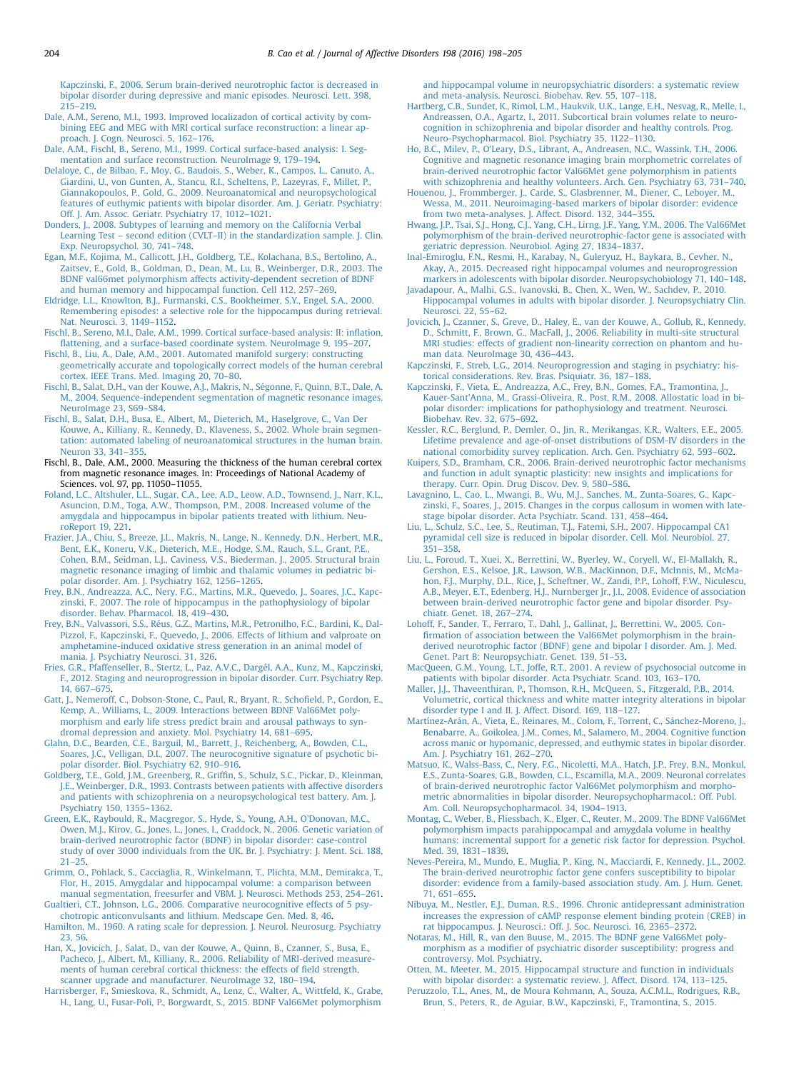Kapczinski, F., 2006. Serum brain-derived neurotrophic factor is decreased in bipolar disorder during depressive and manic episodes. Neurosci. Lett. 398, 215–219.

Dale, A.M., Sereno, M.I., 1993. Improved localizadon of cortical activity by combining EEG and MEG with MRI cortical surface reconstruction: a linear approach. J. Cogn. Neurosci. 5, 162–176.

Dale, A.M., Fischl, B., Sereno, M.I., 1999. Cortical surface-based analysis: I. Segmentation and surface reconstruction. NeuroImage 9, 179–194.

Delaloye, C., de Bilbao, F., Moy, G., Baudois, S., Weber, K., Campos, L., Canuto, A., Giardini, U., von Gunten, A., Stancu, R.I., Scheltens, P., Lazeyras, F., Millet, P., Giannakopoulos, P., Gold, G., 2009. Neuroanatomical and neuropsychological features of euthymic patients with bipolar disorder. Am. J. Geriatr. Psychiatry: Off. J. Am. Assoc. Geriatr. Psychiatry 17, 1012–1021.

Donders, J., 2008. Subtypes of learning and memory on the California Verbal Learning Test – second edition (CVLT–II) in the standardization sample. J. Clin. Exp. Neuropsychol. 30, 741–748.

Egan, M.F., Kojima, M., Callicott, J.H., Goldberg, T.E., Kolachana, B.S., Bertolino, A., Zaitsev, E., Gold, B., Goldman, D., Dean, M., Lu, B., Weinberger, D.R., 2003. The BDNF val66met polymorphism affects activity-dependent secretion of BDNF and human memory and hippocampal function. Cell 112, 257–269.

Eldridge, L.L., Knowlton, B.J., Furmanski, C.S., Bookheimer, S.Y., Engel, S.A., 2000. Remembering episodes: a selective role for the hippocampus during retrieval. Nat. Neurosci. 3, 1149–1152.

Fischl, B., Sereno, M.I., Dale, A.M., 1999. Cortical surface-based analysis: II: inflation, flattening, and a surface-based coordinate system. NeuroImage 9, 195–207.

Fischl, B., Liu, A., Dale, A.M., 2001. Automated manifold surgery: constructing geometrically accurate and topologically correct models of the human cerebral cortex. IEEE Trans. Med. Imaging 20, 70–80.

Fischl, B., Salat, D.H., van der Kouwe, A.J., Makris, N., Ségonne, F., Quinn, B.T., Dale, A.M., 2004. Sequence-independent segmentation of magnetic resonance images. NeuroImage 23, S69–S84.

Fischl, B., Salat, D.H., Busa, E., Albert, M., Dieterich, M., Haselgrove, C., Van Der Kouwe, A., Killiany, R., Kennedy, D., Klaveness, S., 2002. Whole brain segmentation: automated labeling of neuroanatomical structures in the human brain. Neuron 33, 341–355.

Fischl, B., Dale, A.M., 2000. Measuring the thickness of the human cerebral cortex from magnetic resonance images. In: Proceedings of National Academy of Sciences. vol. 97, pp. 11050–11055.

Foland, L.C., Altshuler, L.L., Sugar, C.A., Lee, A.D., Leow, A.D., Townsend, J., Narr, K.L., Asuncion, D.M., Toga, A.W., Thompson, P.M., 2008. Increased volume of the amygdala and hippocampus in bipolar patients treated with lithium. NeuroReport 19, 221.

Frazier, J.A., Chiu, S., Breeze, J.L., Makris, N., Lange, N., Kennedy, D.N., Herbert, M.R., Bent, E.K., Koneru, V.K., Dieterich, M.E., Hodge, S.M., Rauch, S.L., Grant, P.E., Cohen, B.M., Seidman, L.J., Caviness, V.S., Biederman, J., 2005. Structural brain magnetic resonance imaging of limbic and thalamic volumes in pediatric bipolar disorder. Am. J. Psychiatry 162, 1256–1265.

Frey, B.N., Andreazza, A.C., Nery, F.G., Martins, M.R., Quevedo, J., Soares, J.C., Kapczinski, F., 2007. The role of hippocampus in the pathophysiology of bipolar disorder. Behav. Pharmacol. 18, 419–430.

Frey, B.N., Valvassori, S.S., Réus, G.Z., Martins, M.R., Petronilho, F.C., Bardini, K., Dal-Pizzol, F., Kapczinski, F., Quevedo, J., 2006. Effects of lithium and valproate on amphetamine-induced oxidative stress generation in an animal model of mania. J. Psychiatry Neurosci. 31, 326.

Fries, G.R., Pfaffenseller, B., Stertz, L., Paz, A.V.C., Dargél, A.A., Kunz, M., Kapczinski, F., 2012. Staging and neuroprogression in bipolar disorder. Curr. Psychiatry Rep. 14, 667–675.

Gatt, J., Nemeroff, C., Dobson-Stone, C., Paul, R., Bryant, R., Schofield, P., Gordon, E., Kemp, A., Williams, L., 2009. Interactions between BDNF Val66Met polymorphism and early life stress predict brain and arousal pathways to syndromal depression and anxiety. Mol. Psychiatry 14, 681–695.

Glahn, D.C., Bearden, C.E., Barguil, M., Barrett, J., Reichenberg, A., Bowden, C.L., Soares, J.C., Velligan, D.I., 2007. The neurocognitive signature of psychotic bipolar disorder. Biol. Psychiatry 62, 910–916.

Goldberg, T.E., Gold, J.M., Greenberg, R., Griffin, S., Schulz, S.C., Pickar, D., Kleinman, J.E., Weinberger, D.R., 1993. Contrasts between patients with affective disorders and patients with schizophrenia on a neuropsychological test battery. Am. J. Psychiatry 150, 1355–1362.

Green, E.K., Raybould, R., Macgregor, S., Hyde, S., Young, A.H., O'Donovan, M.C., Owen, M.J., Kirov, G., Jones, L., Jones, I., Craddock, N., 2006. Genetic variation of brain-derived neurotrophic factor (BDNF) in bipolar disorder: case-control study of over 3000 individuals from the UK. Br. J. Psychiatry: J. Ment. Sci. 188, 21–25.

Grimm, O., Pohlack, S., Cacciaglia, R., Winkelmann, T., Plichta, M.M., Demirakca, T., Flor, H., 2015. Amygdalar and hippocampal volume: a comparison between manual segmentation, freesurfer and VBM. J. Neurosci. Methods 253, 254–261.

Gualtieri, C.T., Johnson, L.G., 2006. Comparative neurocognitive effects of 5 psychotropic anticonvulsants and lithium. Medscape Gen. Med. 8, 46.

Hamilton, M., 1960. A rating scale for depression. J. Neurol. Neurosurg. Psychiatry 23, 56.

Han, X., Jovicich, J., Salat, D., van der Kouwe, A., Quinn, B., Czanner, S., Busa, E., Pacheco, J., Albert, M., Killiany, R., 2006. Reliability of MRI-derived measurements of human cerebral cortical thickness: the effects of field strength, scanner upgrade and manufacturer. NeuroImage 32, 180–194.

Harrisberger, F., Smieskova, R., Schmidt, A., Lenz, C., Walter, A., Wittfeld, K., Grabe, H., Lang, U., Fusar-Poli, P., Borgwardt, S., 2015. BDNF Val66Met polymorphism and hippocampal volume in neuropsychiatric disorders: a systematic review and meta-analysis. Neurosci. Biobehav. Rev. 55, 107–118.

Hartberg, C.B., Sundet, K., Rimol, L.M., Haukvik, U.K., Lange, E.H., Nesvag, R., Melle, I., Andreassen, O.A., Agartz, I., 2011. Subcortical brain volumes relate to neurocognition in schizophrenia and bipolar disorder and healthy controls. Prog. Neuro-Psychopharmacol. Biol. Psychiatry 35, 1122–1130.

Ho, B.C., Milev, P., O'Leary, D.S., Librant, A., Andreasen, N.C., Wassink, T.H., 2006. Cognitive and magnetic resonance imaging brain morphometric correlates of brain-derived neurotrophic factor Val66Met gene polymorphism in patients with schizophrenia and healthy volunteers. Arch. Gen. Psychiatry 63, 731–740.

Houenou, J., Frommberger, J., Carde, S., Glasbrenner, M., Diener, C., Leboyer, M., Wessa, M., 2011. Neuroimaging-based markers of bipolar disorder: evidence from two meta-analyses. J. Affect. Disord. 132, 344–355.

Hwang, J.P., Tsai, S.J., Hong, C.J., Yang, C.H., Lirng, J.F., Yang, Y.M., 2006. The Val66Met polymorphism of the brain-derived neurotrophic-factor gene is associated with geriatric depression. Neurobiol. Aging 27, 1834–1837.

Inal-Emiroglu, F.N., Resmi, H., Karabay, N., Guleryuz, H., Baykara, B., Cevher, N., Akay, A., 2015. Decreased right hippocampal volumes and neuroprogression markers in adolescents with bipolar disorder. Neuropsychobiology 71, 140–148.

Javadapour, A., Malhi, G.S., Ivanovski, B., Chen, X., Wen, W., Sachdev, P., 2010. Hippocampal volumes in adults with bipolar disorder. J. Neuropsychiatry Clin. Neurosci. 22, 55–62.

Jovicich, J., Czanner, S., Greve, D., Haley, E., van der Kouwe, A., Gollub, R., Kennedy, D., Schmitt, F., Brown, G., MacFall, J., 2006. Reliability in multi-site structural MRI studies: effects of gradient non-linearity correction on phantom and human data. NeuroImage 30, 436–443.

Kapczinski, F., Streb, L.G., 2014. Neuroprogression and staging in psychiatry: historical considerations. Rev. Bras. Psiquiatr. 36, 187–188.

Kapczinski, F., Vieta, E., Andreazza, A.C., Frey, B.N., Gomes, F.A., Tramontina, J., Kauer-Sant'Anna, M., Grassi-Oliveira, R., Post, R.M., 2008. Allostatic load in bipolar disorder: implications for pathophysiology and treatment. Neurosci. Biobehav. Rev. 32, 675–692.

Kessler, R.C., Berglund, P., Demler, O., Jin, R., Merikangas, K.R., Walters, E.E., 2005. Lifetime prevalence and age-of-onset distributions of DSM-IV disorders in the national comorbidity survey replication. Arch. Gen. Psychiatry 62, 593–602.

Kuipers, S.D., Bramham, C.R., 2006. Brain-derived neurotrophic factor mechanisms and function in adult synaptic plasticity: new insights and implications for therapy. Curr. Opin. Drug Discov. Dev. 9, 580–586.

Lavagnino, L., Cao, L., Mwangi, B., Wu, M.J., Sanches, M., Zunta-Soares, G., Kapczinski, F., Soares, J., 2015. Changes in the corpus callosum in women with late-stage bipolar disorder. Acta Psychiatr. Scand. 131, 458–464.

Liu, L., Schulz, S.C., Lee, S., Reutiman, T.J., Fatemi, S.H., 2007. Hippocampal CA1 pyramidal cell size is reduced in bipolar disorder. Cell. Mol. Neurobiol. 27, 351–358.

Liu, L., Foroud, T., Xuei, X., Berrettini, W., Byerley, W., Coryell, W., El-Mallakh, R., Gershon, E.S., Kelsoe, J.R., Lawson, W.B., MacKinnon, D.F., McInnis, M., McMahon, F.J., Murphy, D.L., Rice, J., Scheftner, W., Zandi, P.P., Lohoff, F.W., Niculescu, A.B., Meyer, E.T., Edenberg, H.J., Nurnberger Jr., J.I., 2008. Evidence of association between brain-derived neurotrophic factor gene and bipolar disorder. Psychiatr. Genet. 18, 267–274.

Lohoff, F., Sander, T., Ferraro, T., Dahl, J., Gallinat, J., Berrettini, W., 2005. Confirmation of association between the Val66Met polymorphism in the brain-derived neurotrophic factor (BDNF) gene and bipolar I disorder. Am. J. Med. Genet. Part B: Neuropsychiatr. Genet. 139, 51–53.

MacQueen, G.M., Young, L.T., Joffe, R.T., 2001. A review of psychosocial outcome in patients with bipolar disorder. Acta Psychiatr. Scand. 103, 163–170.

Maller, J.J., Thaveenthiran, P., Thomson, R.H., McQueen, S., Fitzgerald, P.B., 2014. Volumetric, cortical thickness and white matter integrity alterations in bipolar disorder type I and II. J. Affect. Disord. 169, 118–127.

Martínez-Arán, A., Vieta, E., Reinares, M., Colom, F., Torrent, C., Sánchez-Moreno, J., Benabarre, A., Goikolea, J.M., Comes, M., Salamero, M., 2004. Cognitive function across manic or hypomanic, depressed, and euthymic states in bipolar disorder. Am. J. Psychiatry 161, 262–270.

Matsuo, K., Walss-Bass, C., Nery, F.G., Nicoletti, M.A., Hatch, J.P., Frey, B.N., Monkul, E.S., Zunta-Soares, G.B., Bowden, C.L., Escamilla, M.A., 2009. Neuronal correlates of brain-derived neurotrophic factor Val66Met polymorphism and morphometric abnormalities in bipolar disorder. Neuropsychopharmacol.: Off. Publ. Am. Coll. Neuropsychopharmacol. 34, 1904–1913.

Montag, C., Weber, B., Fliessbach, K., Elger, C., Reuter, M., 2009. The BDNF Val66Met polymorphism impacts parahippocampal and amygdala volume in healthy humans: incremental support for a genetic risk factor for depression. Psychol. Med. 39, 1831–1839.

Neves-Pereira, M., Mundo, E., Muglia, P., King, N., Macciardi, F., Kennedy, J.L., 2002. The brain-derived neurotrophic factor gene confers susceptibility to bipolar disorder: evidence from a family-based association study. Am. J. Hum. Genet. 71, 651–655.

Nibuya, M., Nestler, E.J., Duman, R.S., 1996. Chronic antidepressant administration increases the expression of cAMP response element binding protein (CREB) in rat hippocampus. J. Neurosci.: Off. J. Soc. Neurosci. 16, 2365–2372.

Notaras, M., Hill, R., van den Buuse, M., 2015. The BDNF gene Val66Met polymorphism as a modifier of psychiatric disorder susceptibility: progress and controversy. Mol. Psychiatry.

Otten, M., Meeter, M., 2015. Hippocampal structure and function in individuals with bipolar disorder: a systematic review. J. Affect. Disord. 174, 113–125.

Peruzzolo, T.L., Anes, M., de Moura Kohmann, A., Souza, A.C.M.L., Rodrigues, R.B., Brun, S., Peters, R., de Aguiar, B.W., Kapczinski, F., Tramontina, S., 2015.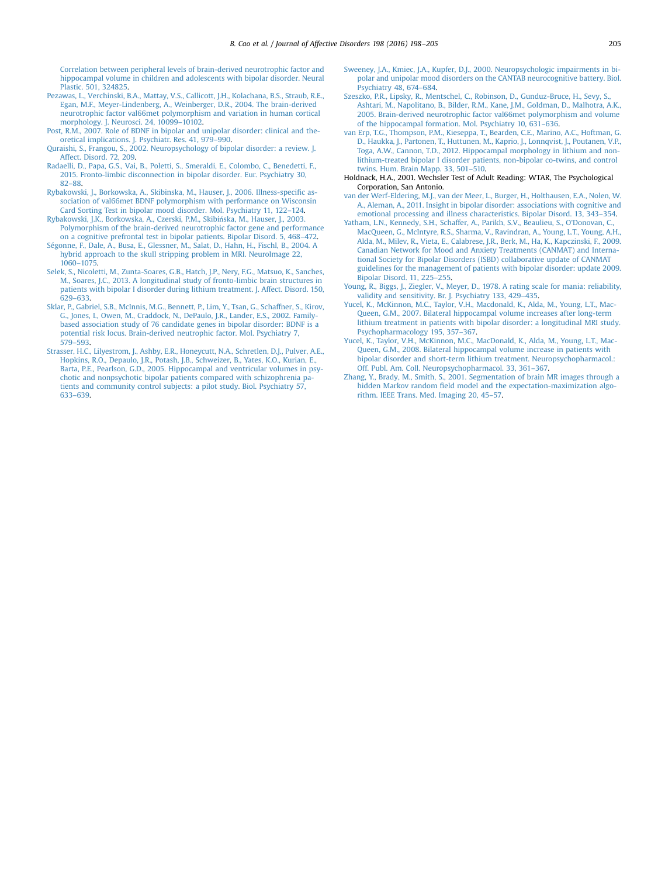Correlation between peripheral levels of brain-derived neurotrophic factor and hippocampal volume in children and adolescents with bipolar disorder. Neural Plastic. 501, 324825.

Pezawas, L., Verchinski, B.A., Mattay, V.S., Callicott, J.H., Kolachana, B.S., Straub, R.E., Egan, M.F., Meyer-Lindenberg, A., Weinberger, D.R., 2004. The brain-derived neurotrophic factor val66met polymorphism and variation in human cortical morphology. J. Neurosci. 24, 10099–10102.

Post, R.M., 2007. Role of BDNF in bipolar and unipolar disorder: clinical and theoretical implications. J. Psychiatr. Res. 41, 979–990.

Quraishi, S., Frangou, S., 2002. Neuropsychology of bipolar disorder: a review. J. Affect. Disord. 72, 209.

Radaelli, D., Papa, G.S., Vai, B., Poletti, S., Smeraldi, E., Colombo, C., Benedetti, F., 2015. Fronto-limbic disconnection in bipolar disorder. Eur. Psychiatry 30, 82–88.

Rybakowski, J., Borkowska, A., Skibinska, M., Hauser, J., 2006. Illness-specific association of val66met BDNF polymorphism with performance on Wisconsin Card Sorting Test in bipolar mood disorder. Mol. Psychiatry 11, 122–124.

Rybakowski, J.K., Borkowska, A., Czerski, P.M., Skibińska, M., Hauser, J., 2003. Polymorphism of the brain-derived neurotrophic factor gene and performance on a cognitive prefrontal test in bipolar patients. Bipolar Disord. 5, 468–472.

Ségonne, F., Dale, A., Busa, E., Glessner, M., Salat, D., Hahn, H., Fischl, B., 2004. A hybrid approach to the skull stripping problem in MRI. NeuroImage 22, 1060–1075.

Selek, S., Nicoletti, M., Zunta-Soares, G.B., Hatch, J.P., Nery, F.G., Matsuo, K., Sanches, M., Soares, J.C., 2013. A longitudinal study of fronto-limbic brain structures in patients with bipolar I disorder during lithium treatment. J. Affect. Disord. 150, 629–633.

Sklar, P., Gabriel, S.B., McInnis, M.G., Bennett, P., Lim, Y., Tsan, G., Schaffner, S., Kirov, G., Jones, I., Owen, M., Craddock, N., DePaulo, J.R., Lander, E.S., 2002. Family-based association study of 76 candidate genes in bipolar disorder: BDNF is a potential risk locus. Brain-derived neutrophic factor. Mol. Psychiatry 7, 579–593.

Strasser, H.C., Lilyestrom, J., Ashby, E.R., Honeycutt, N.A., Schretlen, D.J., Pulver, A.E., Hopkins, R.O., Depaulo, J.R., Potash, J.B., Schweizer, B., Yates, K.O., Kurian, E., Barta, P.E., Pearlson, G.D., 2005. Hippocampal and ventricular volumes in psychotic and nonpsychotic bipolar patients compared with schizophrenia patients and community control subjects: a pilot study. Biol. Psychiatry 57, 633–639.

Sweeney, J.A., Kmiec, J.A., Kupfer, D.J., 2000. Neuropsychologic impairments in bipolar and unipolar mood disorders on the CANTAB neurocognitive battery. Biol. Psychiatry 48, 674–684.

Szeszko, P.R., Lipsky, R., Mentschel, C., Robinson, D., Gunduz-Bruce, H., Sevy, S., Ashtari, M., Napolitano, B., Bilder, R.M., Kane, J.M., Goldman, D., Malhotra, A.K., 2005. Brain-derived neurotrophic factor val66met polymorphism and volume of the hippocampal formation. Mol. Psychiatry 10, 631–636.

van Erp, T.G., Thompson, P.M., Kieseppa, T., Bearden, C.E., Marino, A.C., Hoftman, G. D., Haukka, J., Partonen, T., Huttunen, M., Kaprio, J., Lonnqvist, J., Poutanen, V.P., Toga, A.W., Cannon, T.D., 2012. Hippocampal morphology in lithium and non-lithium-treated bipolar I disorder patients, non-bipolar co-twins, and control twins. Hum. Brain Mapp. 33, 501–510.

Holdnack, H.A., 2001. Wechsler Test of Adult Reading: WTAR, The Psychological Corporation, San Antonio.

van der Werf-Eldering, M.J., van der Meer, L., Burger, H., Holthausen, E.A., Nolen, W. A., Aleman, A., 2011. Insight in bipolar disorder: associations with cognitive and emotional processing and illness characteristics. Bipolar Disord. 13, 343–354.

Yatham, L.N., Kennedy, S.H., Schaffer, A., Parikh, S.V., Beaulieu, S., O'Donovan, C., MacQueen, G., McIntyre, R.S., Sharma, V., Ravindran, A., Young, L.T., Young, A.H., Alda, M., Milev, R., Vieta, E., Calabrese, J.R., Berk, M., Ha, K., Kapczinski, F., 2009. Canadian Network for Mood and Anxiety Treatments (CANMAT) and International Society for Bipolar Disorders (ISBD) collaborative update of CANMAT guidelines for the management of patients with bipolar disorder: update 2009. Bipolar Disord. 11, 225–255.

Young, R., Biggs, J., Ziegler, V., Meyer, D., 1978. A rating scale for mania: reliability, validity and sensitivity. Br. J. Psychiatry 133, 429–435.

Yucel, K., McKinnon, M.C., Taylor, V.H., Macdonald, K., Alda, M., Young, L.T., MacQueen, G.M., 2007. Bilateral hippocampal volume increases after long-term lithium treatment in patients with bipolar disorder: a longitudinal MRI study. Psychopharmacology 195, 357–367.

Yucel, K., Taylor, V.H., McKinnon, M.C., MacDonald, K., Alda, M., Young, L.T., MacQueen, G.M., 2008. Bilateral hippocampal volume increase in patients with bipolar disorder and short-term lithium treatment. Neuropsychopharmacol.: Off. Publ. Am. Coll. Neuropsychopharmacol. 33, 361–367.

Zhang, Y., Brady, M., Smith, S., 2001. Segmentation of brain MR images through a hidden Markov random field model and the expectation-maximization algorithm. IEEE Trans. Med. Imaging 20, 45–57.